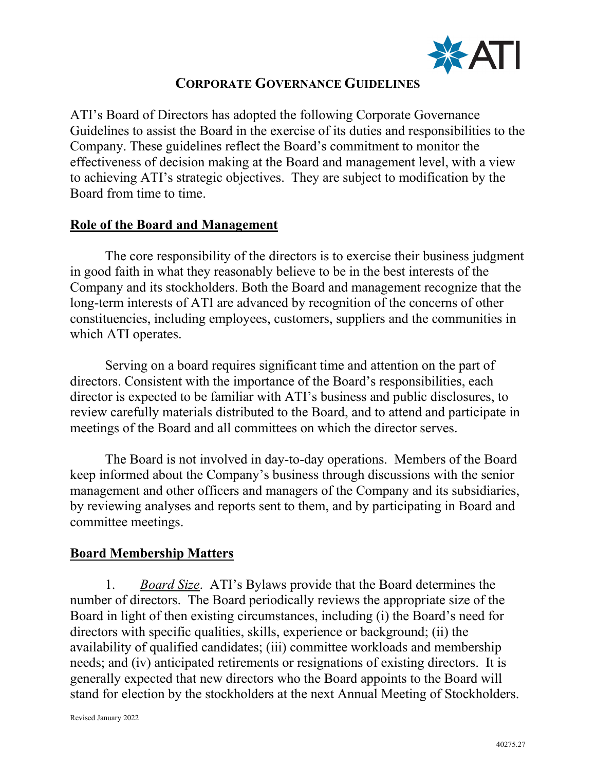# CORPORATE GOVERNANCE GUIDELINES

ATI's Board of Directors has adopted the following Corporate Governance Guidelines to assist the Board in the exercise of its duties and responsibilities to the Company. These guidelines reflect the Board's commitment to monitor the effectiveness of decision making at the Board and management level, with a view to achieving ATI's strategic objectives. They are subject to modification by the Board from time to time.

## Role of the Board and Management

The core responsibility of the directors is to exercise their business judgment in good faith in what they reasonably believe to be in the best interests of the Company and its stockholders. Both the Board and management recognize that the long-term interests of ATI are advanced by recognition of the concerns of other constituencies, including employees, customers, suppliers and the communities in which ATI operates.

Serving on a board requires significant time and attention on the part of directors. Consistent with the importance of the Board's responsibilities, each director is expected to be familiar with ATI's business and public disclosures, to review carefully materials distributed to the Board, and to attend and participate in meetings of the Board and all committees on which the director serves.

The Board is not involved in day-to-day operations. Members of the Board keep informed about the Company's business through discussions with the senior management and other officers and managers of the Company and its subsidiaries, by reviewing analyses and reports sent to them, and by participating in Board and committee meetings.

## Board Membership Matters

1. *Board Size*. ATI's Bylaws provide that the Board determines the number of directors. The Board periodically reviews the appropriate size of the Board in light of then existing circumstances, including (i) the Board's need for directors with specific qualities, skills, experience or background; (ii) the availability of qualified candidates; (iii) committee workloads and membership needs; and (iv) anticipated retirements or resignations of existing directors. It is generally expected that new directors who the Board appoints to the Board will stand for election by the stockholders at the next Annual Meeting of Stockholders.

Revised January 2022

40275.27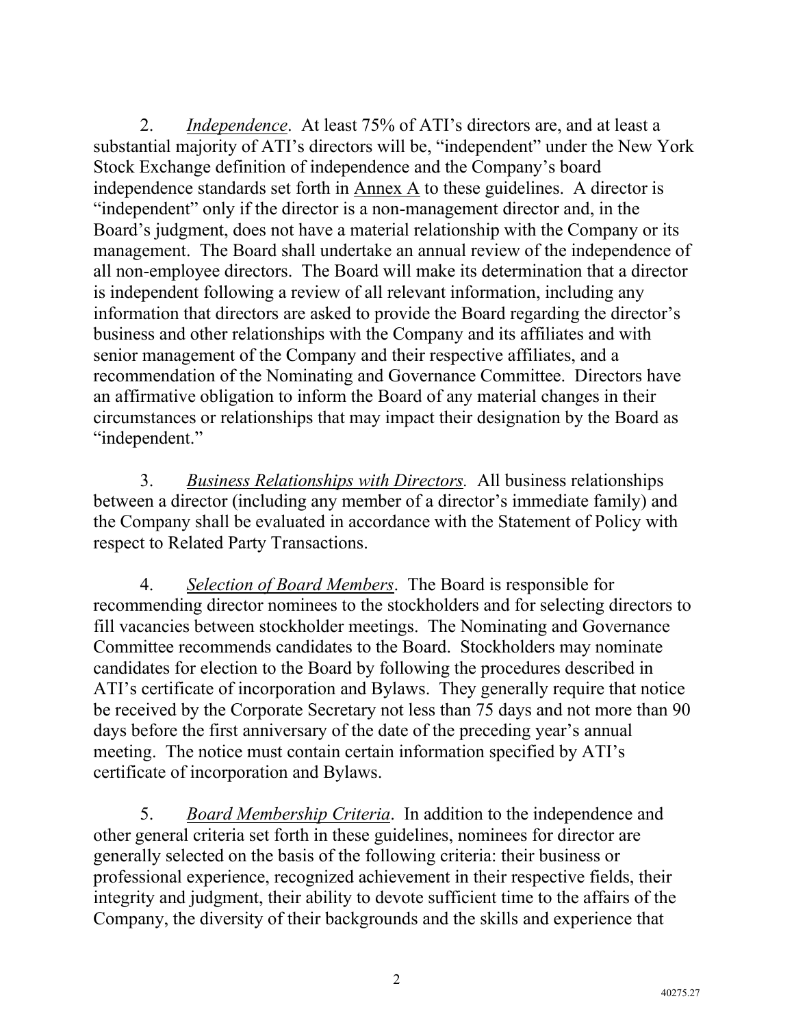2. *Independence*. At least 75% of ATI's directors are, and at least a substantial majority of ATI's directors will be, "independent" under the New York Stock Exchange definition of independence and the Company's board independence standards set forth in Annex A to these guidelines. A director is "independent" only if the director is a non-management director and, in the Board's judgment, does not have a material relationship with the Company or its management. The Board shall undertake an annual review of the independence of all non-employee directors. The Board will make its determination that a director is independent following a review of all relevant information, including any information that directors are asked to provide the Board regarding the director's business and other relationships with the Company and its affiliates and with senior management of the Company and their respective affiliates, and a recommendation of the Nominating and Governance Committee. Directors have an affirmative obligation to inform the Board of any material changes in their circumstances or relationships that may impact their designation by the Board as "independent."

3. *Business Relationships with Directors.* All business relationships between a director (including any member of a director's immediate family) and the Company shall be evaluated in accordance with the Statement of Policy with respect to Related Party Transactions.

4. *Selection of Board Members*. The Board is responsible for recommending director nominees to the stockholders and for selecting directors to fill vacancies between stockholder meetings. The Nominating and Governance Committee recommends candidates to the Board. Stockholders may nominate candidates for election to the Board by following the procedures described in ATI's certificate of incorporation and Bylaws. They generally require that notice be received by the Corporate Secretary not less than 75 days and not more than 90 days before the first anniversary of the date of the preceding year's annual meeting. The notice must contain certain information specified by ATI's certificate of incorporation and Bylaws.

5. *Board Membership Criteria*. In addition to the independence and other general criteria set forth in these guidelines, nominees for director are generally selected on the basis of the following criteria: their business or professional experience, recognized achievement in their respective fields, their integrity and judgment, their ability to devote sufficient time to the affairs of the Company, the diversity of their backgrounds and the skills and experience that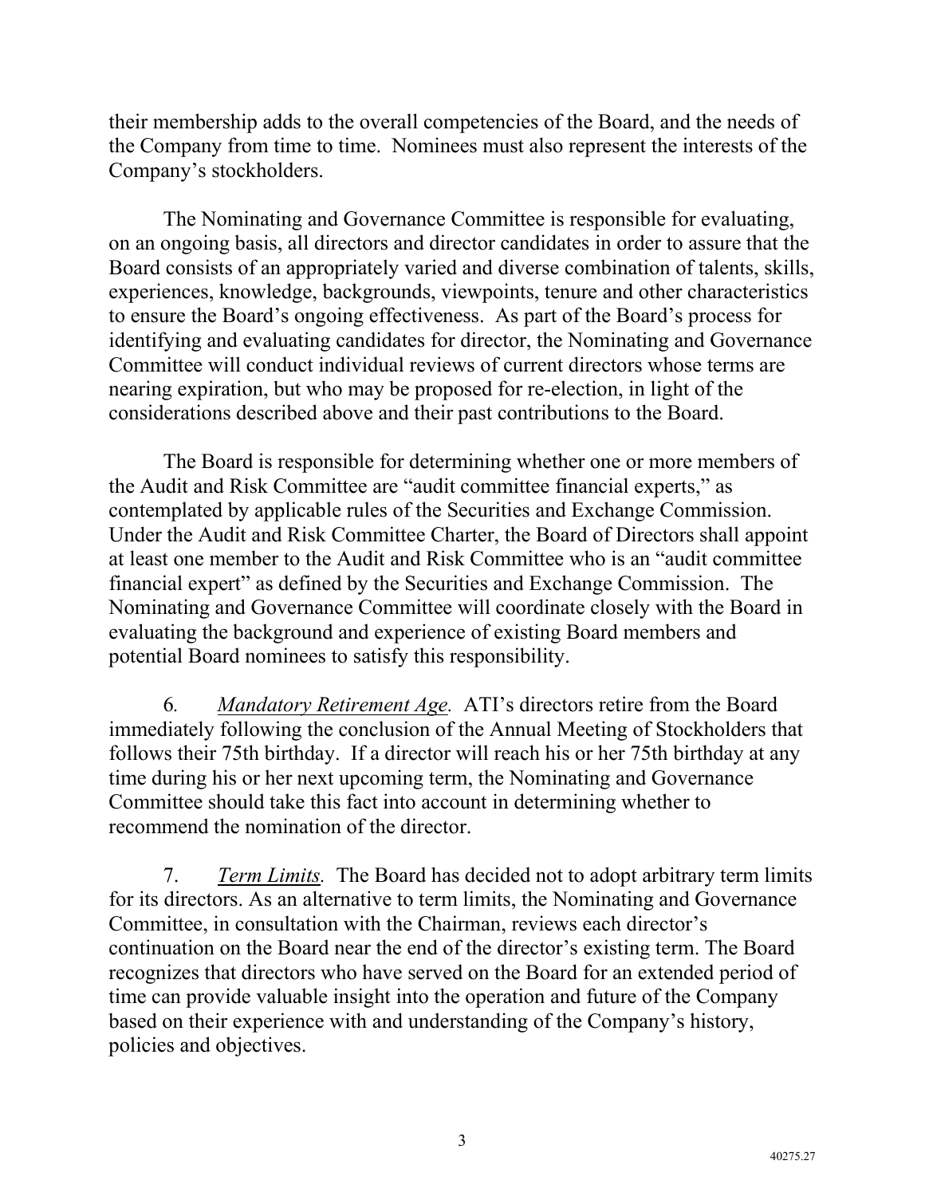their membership adds to the overall competencies of the Board, and the needs of the Company from time to time. Nominees must also represent the interests of the Company's stockholders.

The Nominating and Governance Committee is responsible for evaluating, on an ongoing basis, all directors and director candidates in order to assure that the Board consists of an appropriately varied and diverse combination of talents, skills, experiences, knowledge, backgrounds, viewpoints, tenure and other characteristics to ensure the Board's ongoing effectiveness. As part of the Board's process for identifying and evaluating candidates for director, the Nominating and Governance Committee will conduct individual reviews of current directors whose terms are nearing expiration, but who may be proposed for re-election, in light of the considerations described above and their past contributions to the Board.

The Board is responsible for determining whether one or more members of the Audit and Risk Committee are "audit committee financial experts," as contemplated by applicable rules of the Securities and Exchange Commission. Under the Audit and Risk Committee Charter, the Board of Directors shall appoint at least one member to the Audit and Risk Committee who is an "audit committee financial expert" as defined by the Securities and Exchange Commission. The Nominating and Governance Committee will coordinate closely with the Board in evaluating the background and experience of existing Board members and potential Board nominees to satisfy this responsibility.

6. *Mandatory Retirement Age.* ATI's directors retire from the Board immediately following the conclusion of the Annual Meeting of Stockholders that follows their 75th birthday. If a director will reach his or her 75th birthday at any time during his or her next upcoming term, the Nominating and Governance Committee should take this fact into account in determining whether to recommend the nomination of the director.

7. *Term Limits.* The Board has decided not to adopt arbitrary term limits for its directors. As an alternative to term limits, the Nominating and Governance Committee, in consultation with the Chairman, reviews each director's continuation on the Board near the end of the director's existing term. The Board recognizes that directors who have served on the Board for an extended period of time can provide valuable insight into the operation and future of the Company based on their experience with and understanding of the Company's history, policies and objectives.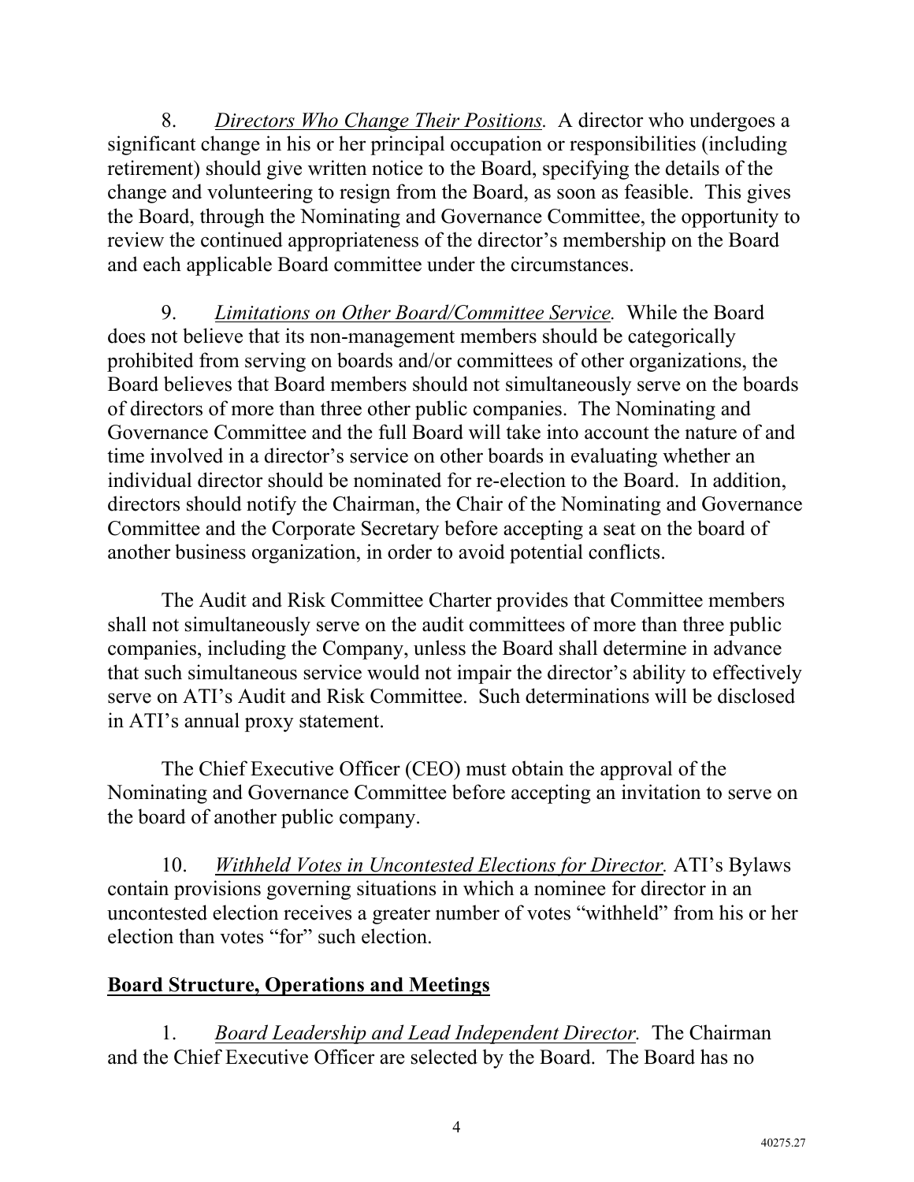8. *Directors Who Change Their Positions.* A director who undergoes a significant change in his or her principal occupation or responsibilities (including retirement) should give written notice to the Board, specifying the details of the change and volunteering to resign from the Board, as soon as feasible. This gives the Board, through the Nominating and Governance Committee, the opportunity to review the continued appropriateness of the director's membership on the Board and each applicable Board committee under the circumstances.

9. *Limitations on Other Board/Committee Service.* While the Board does not believe that its non-management members should be categorically prohibited from serving on boards and/or committees of other organizations, the Board believes that Board members should not simultaneously serve on the boards of directors of more than three other public companies. The Nominating and Governance Committee and the full Board will take into account the nature of and time involved in a director's service on other boards in evaluating whether an individual director should be nominated for re-election to the Board. In addition, directors should notify the Chairman, the Chair of the Nominating and Governance Committee and the Corporate Secretary before accepting a seat on the board of another business organization, in order to avoid potential conflicts.

The Audit and Risk Committee Charter provides that Committee members shall not simultaneously serve on the audit committees of more than three public companies, including the Company, unless the Board shall determine in advance that such simultaneous service would not impair the director's ability to effectively serve on ATI's Audit and Risk Committee. Such determinations will be disclosed in ATI's annual proxy statement.

The Chief Executive Officer (CEO) must obtain the approval of the Nominating and Governance Committee before accepting an invitation to serve on the board of another public company.

10. *Withheld Votes in Uncontested Elections for Director.* ATI's Bylaws contain provisions governing situations in which a nominee for director in an uncontested election receives a greater number of votes "withheld" from his or her election than votes "for" such election.

## Board Structure, Operations and Meetings

1. *Board Leadership and Lead Independent Director.* The Chairman and the Chief Executive Officer are selected by the Board. The Board has no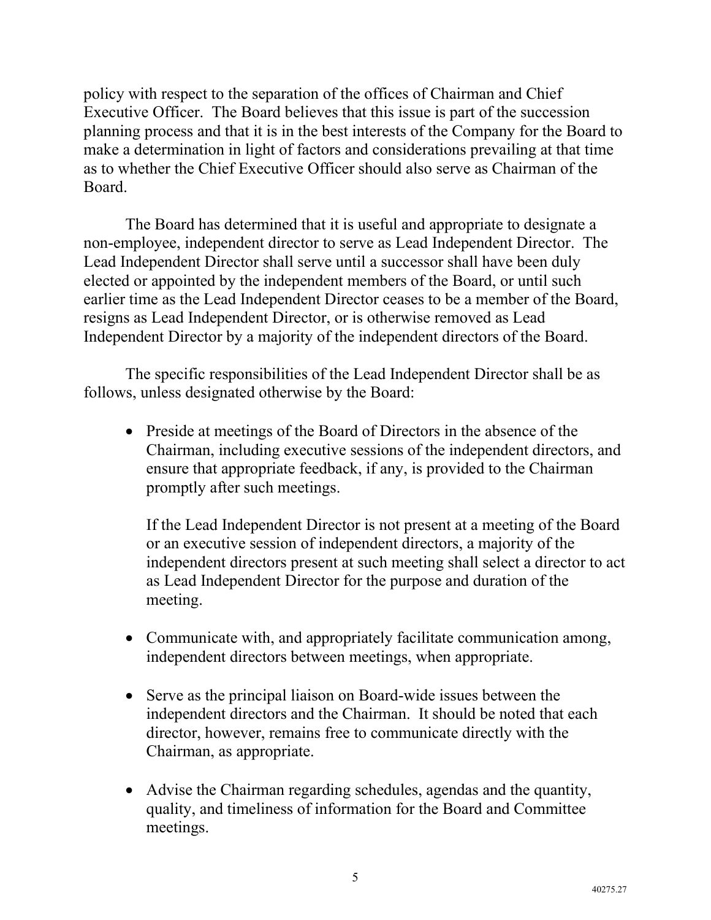policy with respect to the separation of the offices of Chairman and Chief Executive Officer. The Board believes that this issue is part of the succession planning process and that it is in the best interests of the Company for the Board to make a determination in light of factors and considerations prevailing at that time as to whether the Chief Executive Officer should also serve as Chairman of the Board.

The Board has determined that it is useful and appropriate to designate a non-employee, independent director to serve as Lead Independent Director. The Lead Independent Director shall serve until a successor shall have been duly elected or appointed by the independent members of the Board, or until such earlier time as the Lead Independent Director ceases to be a member of the Board, resigns as Lead Independent Director, or is otherwise removed as Lead Independent Director by a majority of the independent directors of the Board.

The specific responsibilities of the Lead Independent Director shall be as follows, unless designated otherwise by the Board:

- Preside at meetings of the Board of Directors in the absence of the Chairman, including executive sessions of the independent directors, and ensure that appropriate feedback, if any, is provided to the Chairman promptly after such meetings.

  If the Lead Independent Director is not present at a meeting of the Board or an executive session of independent directors, a majority of the independent directors present at such meeting shall select a director to act as Lead Independent Director for the purpose and duration of the meeting.

- Communicate with, and appropriately facilitate communication among, independent directors between meetings, when appropriate.

- Serve as the principal liaison on Board-wide issues between the independent directors and the Chairman. It should be noted that each director, however, remains free to communicate directly with the Chairman, as appropriate.

- Advise the Chairman regarding schedules, agendas and the quantity, quality, and timeliness of information for the Board and Committee meetings.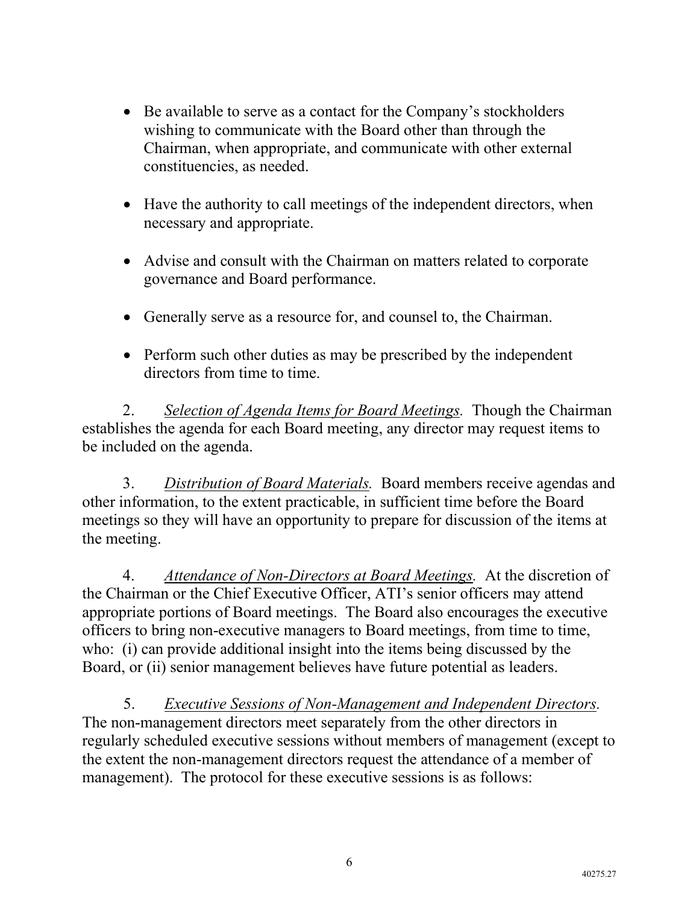- Be available to serve as a contact for the Company's stockholders wishing to communicate with the Board other than through the Chairman, when appropriate, and communicate with other external constituencies, as needed.

- Have the authority to call meetings of the independent directors, when necessary and appropriate.

- Advise and consult with the Chairman on matters related to corporate governance and Board performance.

- Generally serve as a resource for, and counsel to, the Chairman.

- Perform such other duties as may be prescribed by the independent directors from time to time.

2. *Selection of Agenda Items for Board Meetings.* Though the Chairman establishes the agenda for each Board meeting, any director may request items to be included on the agenda.

3. *Distribution of Board Materials.* Board members receive agendas and other information, to the extent practicable, in sufficient time before the Board meetings so they will have an opportunity to prepare for discussion of the items at the meeting.

4. *Attendance of Non-Directors at Board Meetings.* At the discretion of the Chairman or the Chief Executive Officer, ATI's senior officers may attend appropriate portions of Board meetings. The Board also encourages the executive officers to bring non-executive managers to Board meetings, from time to time, who: (i) can provide additional insight into the items being discussed by the Board, or (ii) senior management believes have future potential as leaders.

5. *Executive Sessions of Non-Management and Independent Directors.* The non-management directors meet separately from the other directors in regularly scheduled executive sessions without members of management (except to the extent the non-management directors request the attendance of a member of management). The protocol for these executive sessions is as follows: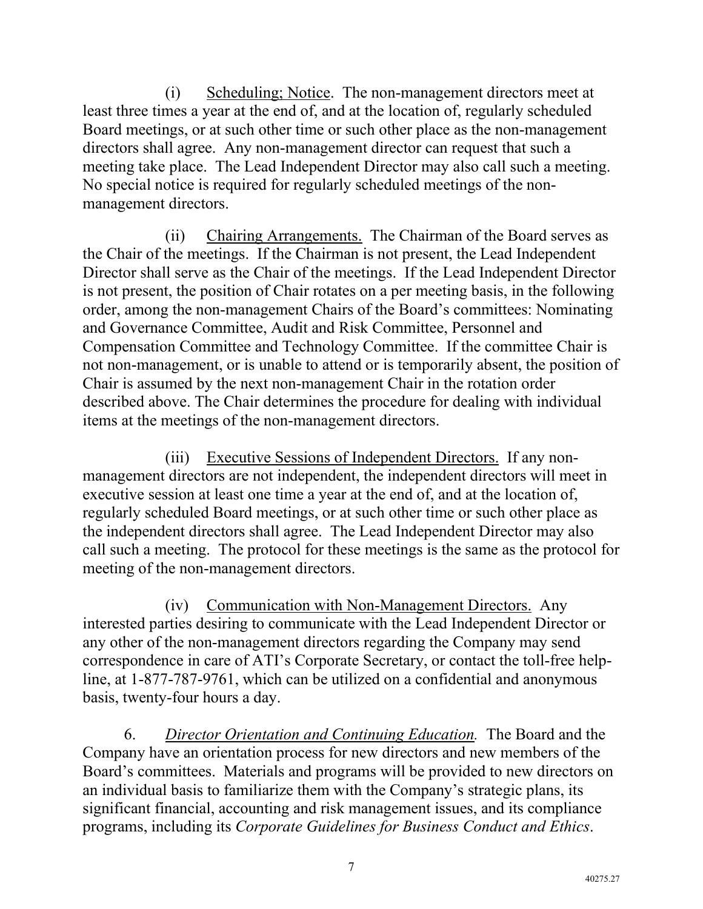(i) Scheduling; Notice. The non-management directors meet at least three times a year at the end of, and at the location of, regularly scheduled Board meetings, or at such other time or such other place as the non-management directors shall agree. Any non-management director can request that such a meeting take place. The Lead Independent Director may also call such a meeting. No special notice is required for regularly scheduled meetings of the non-management directors.

(ii) Chairing Arrangements. The Chairman of the Board serves as the Chair of the meetings. If the Chairman is not present, the Lead Independent Director shall serve as the Chair of the meetings. If the Lead Independent Director is not present, the position of Chair rotates on a per meeting basis, in the following order, among the non-management Chairs of the Board's committees: Nominating and Governance Committee, Audit and Risk Committee, Personnel and Compensation Committee and Technology Committee. If the committee Chair is not non-management, or is unable to attend or is temporarily absent, the position of Chair is assumed by the next non-management Chair in the rotation order described above. The Chair determines the procedure for dealing with individual items at the meetings of the non-management directors.

(iii) Executive Sessions of Independent Directors. If any non-management directors are not independent, the independent directors will meet in executive session at least one time a year at the end of, and at the location of, regularly scheduled Board meetings, or at such other time or such other place as the independent directors shall agree. The Lead Independent Director may also call such a meeting. The protocol for these meetings is the same as the protocol for meeting of the non-management directors.

(iv) Communication with Non-Management Directors. Any interested parties desiring to communicate with the Lead Independent Director or any other of the non-management directors regarding the Company may send correspondence in care of ATI's Corporate Secretary, or contact the toll-free help-line, at 1-877-787-9761, which can be utilized on a confidential and anonymous basis, twenty-four hours a day.

6. *Director Orientation and Continuing Education.* The Board and the Company have an orientation process for new directors and new members of the Board's committees. Materials and programs will be provided to new directors on an individual basis to familiarize them with the Company's strategic plans, its significant financial, accounting and risk management issues, and its compliance programs, including its *Corporate Guidelines for Business Conduct and Ethics*.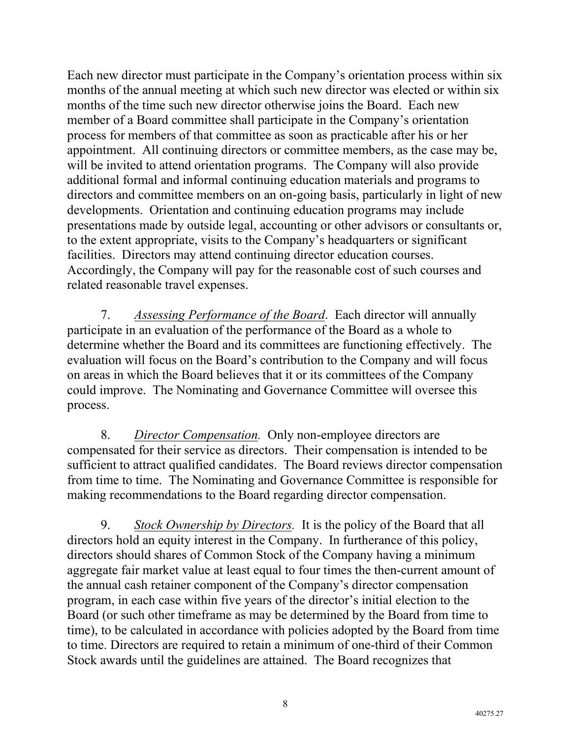Each new director must participate in the Company's orientation process within six months of the annual meeting at which such new director was elected or within six months of the time such new director otherwise joins the Board. Each new member of a Board committee shall participate in the Company's orientation process for members of that committee as soon as practicable after his or her appointment. All continuing directors or committee members, as the case may be, will be invited to attend orientation programs. The Company will also provide additional formal and informal continuing education materials and programs to directors and committee members on an on-going basis, particularly in light of new developments. Orientation and continuing education programs may include presentations made by outside legal, accounting or other advisors or consultants or, to the extent appropriate, visits to the Company's headquarters or significant facilities. Directors may attend continuing director education courses. Accordingly, the Company will pay for the reasonable cost of such courses and related reasonable travel expenses.

7. *Assessing Performance of the Board*. Each director will annually participate in an evaluation of the performance of the Board as a whole to determine whether the Board and its committees are functioning effectively. The evaluation will focus on the Board's contribution to the Company and will focus on areas in which the Board believes that it or its committees of the Company could improve. The Nominating and Governance Committee will oversee this process.

8. *Director Compensation.* Only non-employee directors are compensated for their service as directors. Their compensation is intended to be sufficient to attract qualified candidates. The Board reviews director compensation from time to time. The Nominating and Governance Committee is responsible for making recommendations to the Board regarding director compensation.

9. *Stock Ownership by Directors.* It is the policy of the Board that all directors hold an equity interest in the Company. In furtherance of this policy, directors should shares of Common Stock of the Company having a minimum aggregate fair market value at least equal to four times the then-current amount of the annual cash retainer component of the Company's director compensation program, in each case within five years of the director's initial election to the Board (or such other timeframe as may be determined by the Board from time to time), to be calculated in accordance with policies adopted by the Board from time to time. Directors are required to retain a minimum of one-third of their Common Stock awards until the guidelines are attained. The Board recognizes that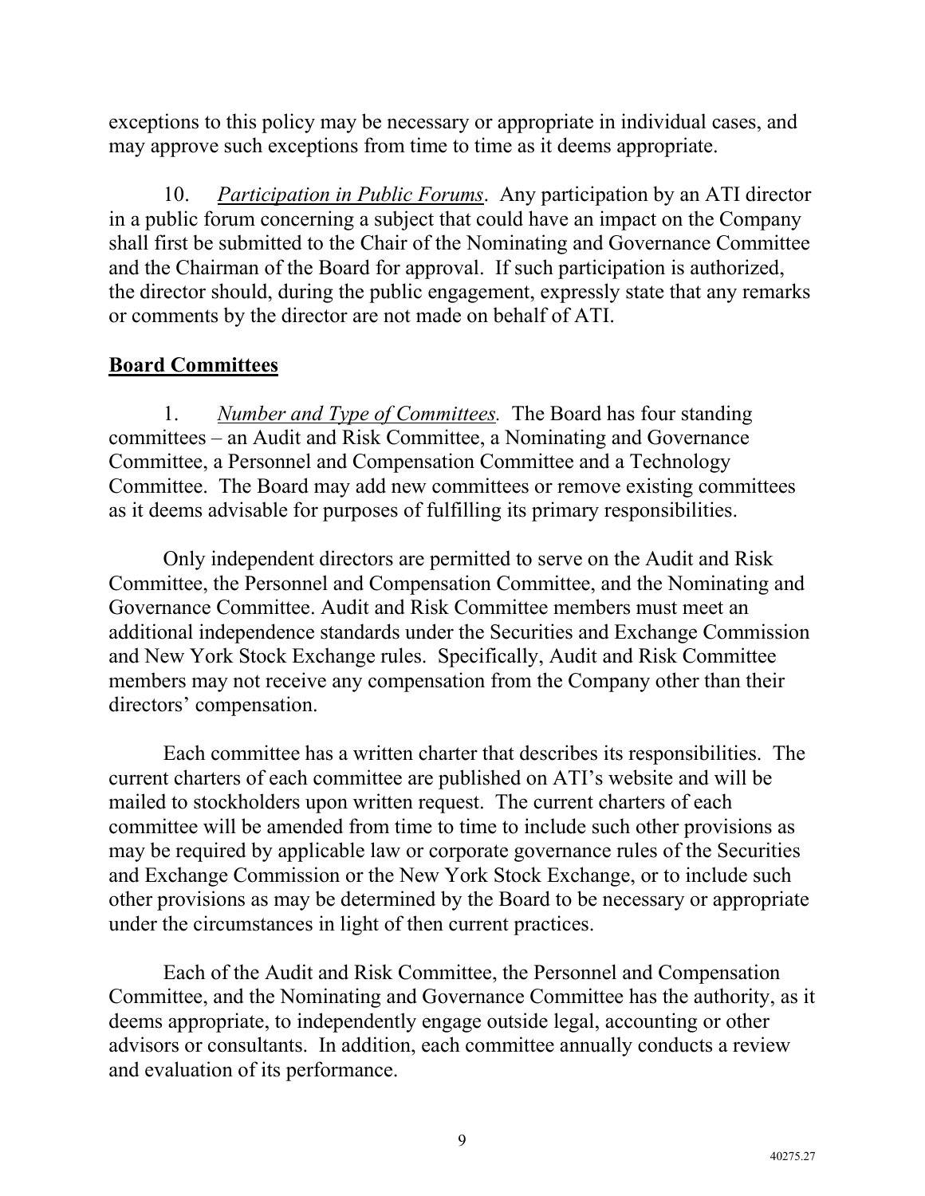exceptions to this policy may be necessary or appropriate in individual cases, and may approve such exceptions from time to time as it deems appropriate.

10. *Participation in Public Forums*. Any participation by an ATI director in a public forum concerning a subject that could have an impact on the Company shall first be submitted to the Chair of the Nominating and Governance Committee and the Chairman of the Board for approval. If such participation is authorized, the director should, during the public engagement, expressly state that any remarks or comments by the director are not made on behalf of ATI.

## **Board Committees**

1. *Number and Type of Committees.* The Board has four standing committees – an Audit and Risk Committee, a Nominating and Governance Committee, a Personnel and Compensation Committee and a Technology Committee. The Board may add new committees or remove existing committees as it deems advisable for purposes of fulfilling its primary responsibilities.

Only independent directors are permitted to serve on the Audit and Risk Committee, the Personnel and Compensation Committee, and the Nominating and Governance Committee. Audit and Risk Committee members must meet an additional independence standards under the Securities and Exchange Commission and New York Stock Exchange rules. Specifically, Audit and Risk Committee members may not receive any compensation from the Company other than their directors' compensation.

Each committee has a written charter that describes its responsibilities. The current charters of each committee are published on ATI's website and will be mailed to stockholders upon written request. The current charters of each committee will be amended from time to time to include such other provisions as may be required by applicable law or corporate governance rules of the Securities and Exchange Commission or the New York Stock Exchange, or to include such other provisions as may be determined by the Board to be necessary or appropriate under the circumstances in light of then current practices.

Each of the Audit and Risk Committee, the Personnel and Compensation Committee, and the Nominating and Governance Committee has the authority, as it deems appropriate, to independently engage outside legal, accounting or other advisors or consultants. In addition, each committee annually conducts a review and evaluation of its performance.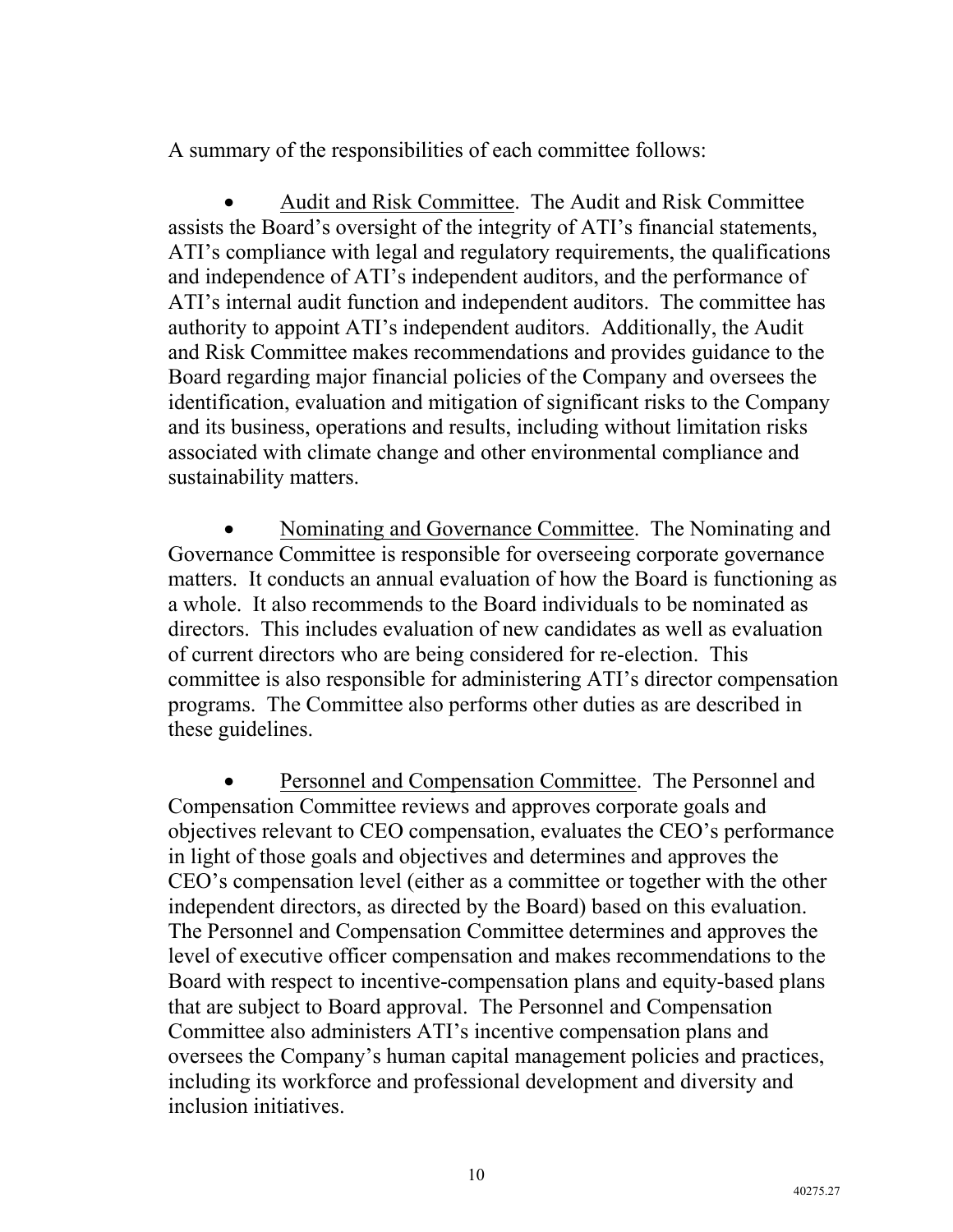A summary of the responsibilities of each committee follows:

- Audit and Risk Committee. The Audit and Risk Committee assists the Board's oversight of the integrity of ATI's financial statements, ATI's compliance with legal and regulatory requirements, the qualifications and independence of ATI's independent auditors, and the performance of ATI's internal audit function and independent auditors. The committee has authority to appoint ATI's independent auditors. Additionally, the Audit and Risk Committee makes recommendations and provides guidance to the Board regarding major financial policies of the Company and oversees the identification, evaluation and mitigation of significant risks to the Company and its business, operations and results, including without limitation risks associated with climate change and other environmental compliance and sustainability matters.

- Nominating and Governance Committee. The Nominating and Governance Committee is responsible for overseeing corporate governance matters. It conducts an annual evaluation of how the Board is functioning as a whole. It also recommends to the Board individuals to be nominated as directors. This includes evaluation of new candidates as well as evaluation of current directors who are being considered for re-election. This committee is also responsible for administering ATI's director compensation programs. The Committee also performs other duties as are described in these guidelines.

- Personnel and Compensation Committee. The Personnel and Compensation Committee reviews and approves corporate goals and objectives relevant to CEO compensation, evaluates the CEO's performance in light of those goals and objectives and determines and approves the CEO's compensation level (either as a committee or together with the other independent directors, as directed by the Board) based on this evaluation. The Personnel and Compensation Committee determines and approves the level of executive officer compensation and makes recommendations to the Board with respect to incentive-compensation plans and equity-based plans that are subject to Board approval. The Personnel and Compensation Committee also administers ATI's incentive compensation plans and oversees the Company's human capital management policies and practices, including its workforce and professional development and diversity and inclusion initiatives.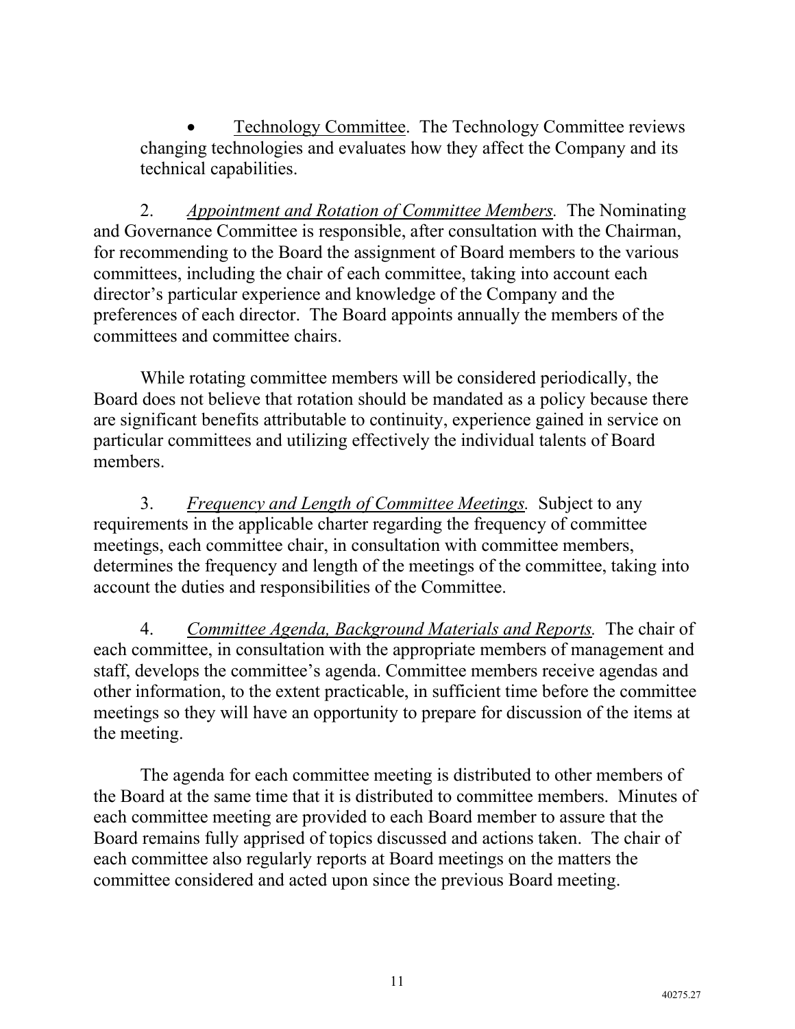- <u>Technology Committee</u>. The Technology Committee reviews changing technologies and evaluates how they affect the Company and its technical capabilities.

2. *<u>Appointment and Rotation of Committee Members</u>.* The Nominating and Governance Committee is responsible, after consultation with the Chairman, for recommending to the Board the assignment of Board members to the various committees, including the chair of each committee, taking into account each director's particular experience and knowledge of the Company and the preferences of each director. The Board appoints annually the members of the committees and committee chairs.

While rotating committee members will be considered periodically, the Board does not believe that rotation should be mandated as a policy because there are significant benefits attributable to continuity, experience gained in service on particular committees and utilizing effectively the individual talents of Board members.

3. *<u>Frequency and Length of Committee Meetings</u>.* Subject to any requirements in the applicable charter regarding the frequency of committee meetings, each committee chair, in consultation with committee members, determines the frequency and length of the meetings of the committee, taking into account the duties and responsibilities of the Committee.

4. *<u>Committee Agenda, Background Materials and Reports</u>.* The chair of each committee, in consultation with the appropriate members of management and staff, develops the committee's agenda. Committee members receive agendas and other information, to the extent practicable, in sufficient time before the committee meetings so they will have an opportunity to prepare for discussion of the items at the meeting.

The agenda for each committee meeting is distributed to other members of the Board at the same time that it is distributed to committee members. Minutes of each committee meeting are provided to each Board member to assure that the Board remains fully apprised of topics discussed and actions taken. The chair of each committee also regularly reports at Board meetings on the matters the committee considered and acted upon since the previous Board meeting.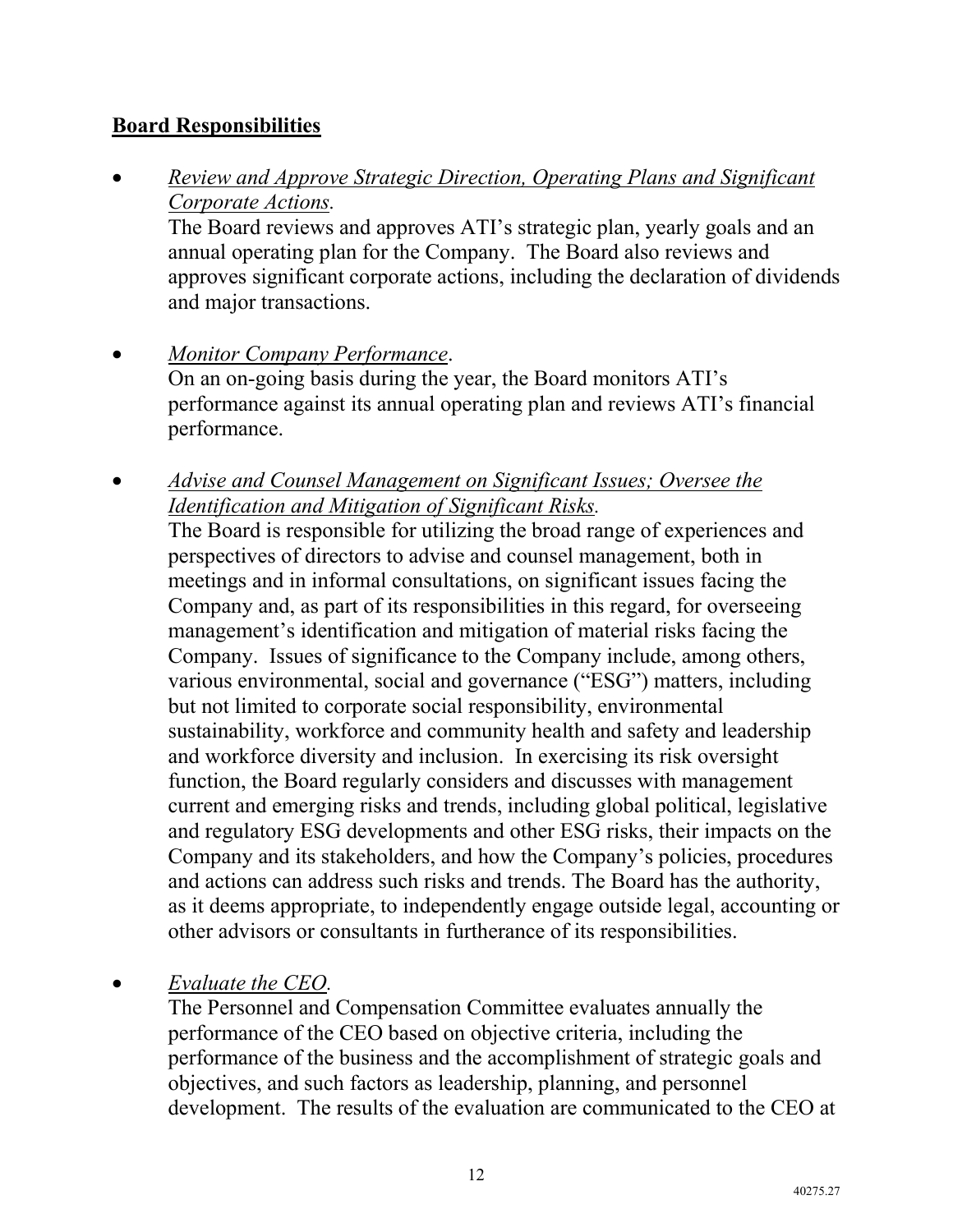## Board Responsibilities

- *Review and Approve Strategic Direction, Operating Plans and Significant Corporate Actions.*
  The Board reviews and approves ATI's strategic plan, yearly goals and an annual operating plan for the Company. The Board also reviews and approves significant corporate actions, including the declaration of dividends and major transactions.

- *Monitor Company Performance*.
  On an on-going basis during the year, the Board monitors ATI's performance against its annual operating plan and reviews ATI's financial performance.

- *Advise and Counsel Management on Significant Issues; Oversee the Identification and Mitigation of Significant Risks.*
  The Board is responsible for utilizing the broad range of experiences and perspectives of directors to advise and counsel management, both in meetings and in informal consultations, on significant issues facing the Company and, as part of its responsibilities in this regard, for overseeing management's identification and mitigation of material risks facing the Company. Issues of significance to the Company include, among others, various environmental, social and governance ("ESG") matters, including but not limited to corporate social responsibility, environmental sustainability, workforce and community health and safety and leadership and workforce diversity and inclusion. In exercising its risk oversight function, the Board regularly considers and discusses with management current and emerging risks and trends, including global political, legislative and regulatory ESG developments and other ESG risks, their impacts on the Company and its stakeholders, and how the Company's policies, procedures and actions can address such risks and trends. The Board has the authority, as it deems appropriate, to independently engage outside legal, accounting or other advisors or consultants in furtherance of its responsibilities.

- *Evaluate the CEO.*
  The Personnel and Compensation Committee evaluates annually the performance of the CEO based on objective criteria, including the performance of the business and the accomplishment of strategic goals and objectives, and such factors as leadership, planning, and personnel development. The results of the evaluation are communicated to the CEO at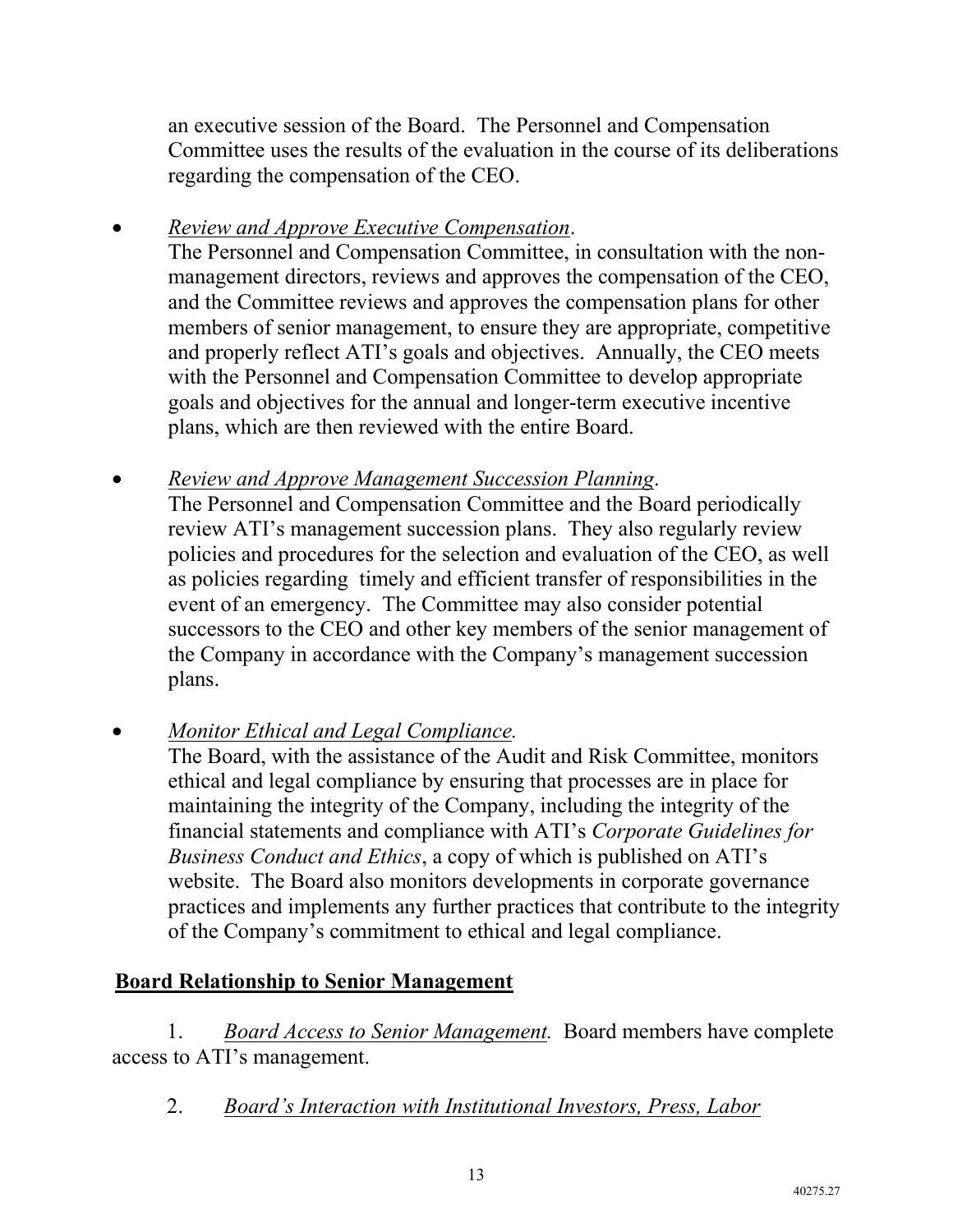an executive session of the Board. The Personnel and Compensation Committee uses the results of the evaluation in the course of its deliberations regarding the compensation of the CEO.

- *Review and Approve Executive Compensation*.
  The Personnel and Compensation Committee, in consultation with the non-management directors, reviews and approves the compensation of the CEO, and the Committee reviews and approves the compensation plans for other members of senior management, to ensure they are appropriate, competitive and properly reflect ATI's goals and objectives. Annually, the CEO meets with the Personnel and Compensation Committee to develop appropriate goals and objectives for the annual and longer-term executive incentive plans, which are then reviewed with the entire Board.

- *Review and Approve Management Succession Planning*.
  The Personnel and Compensation Committee and the Board periodically review ATI's management succession plans. They also regularly review policies and procedures for the selection and evaluation of the CEO, as well as policies regarding timely and efficient transfer of responsibilities in the event of an emergency. The Committee may also consider potential successors to the CEO and other key members of the senior management of the Company in accordance with the Company's management succession plans.

- *Monitor Ethical and Legal Compliance.*
  The Board, with the assistance of the Audit and Risk Committee, monitors ethical and legal compliance by ensuring that processes are in place for maintaining the integrity of the Company, including the integrity of the financial statements and compliance with ATI's *Corporate Guidelines for Business Conduct and Ethics*, a copy of which is published on ATI's website. The Board also monitors developments in corporate governance practices and implements any further practices that contribute to the integrity of the Company's commitment to ethical and legal compliance.

## Board Relationship to Senior Management

1. *Board Access to Senior Management.* Board members have complete access to ATI's management.

2. *Board's Interaction with Institutional Investors, Press, Labor*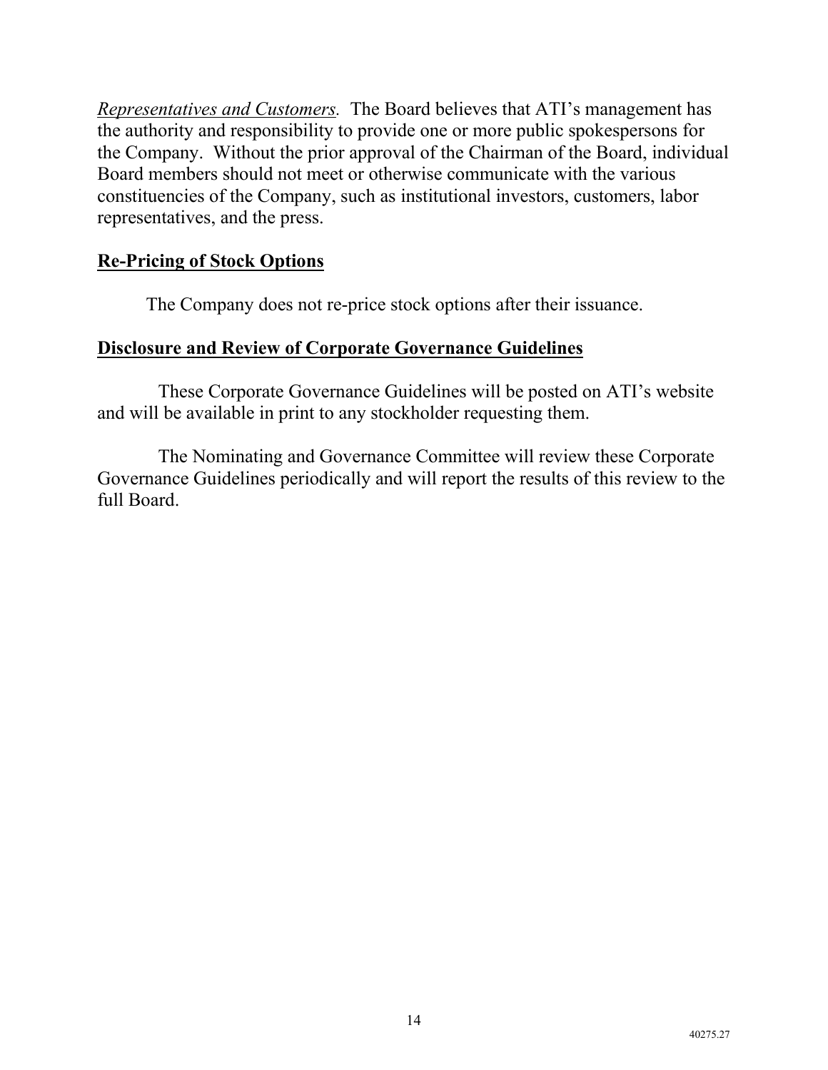*Representatives and Customers.* The Board believes that ATI's management has the authority and responsibility to provide one or more public spokespersons for the Company. Without the prior approval of the Chairman of the Board, individual Board members should not meet or otherwise communicate with the various constituencies of the Company, such as institutional investors, customers, labor representatives, and the press.

## **Re-Pricing of Stock Options**

The Company does not re-price stock options after their issuance.

## **Disclosure and Review of Corporate Governance Guidelines**

These Corporate Governance Guidelines will be posted on ATI's website and will be available in print to any stockholder requesting them.

The Nominating and Governance Committee will review these Corporate Governance Guidelines periodically and will report the results of this review to the full Board.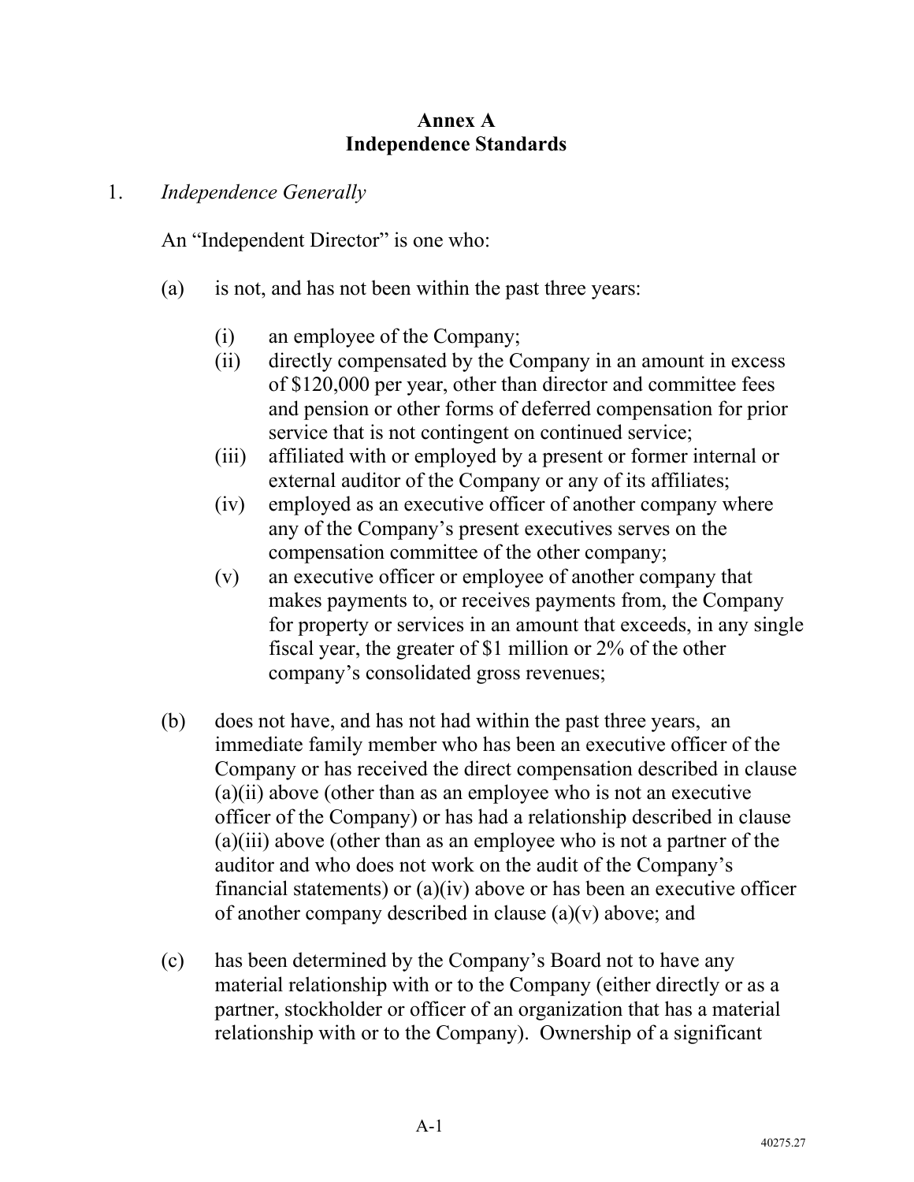# Annex A
# Independence Standards

1. *Independence Generally*

   An "Independent Director" is one who:

   (a) is not, and has not been within the past three years:

   - (i) an employee of the Company;
   - (ii) directly compensated by the Company in an amount in excess of $120,000 per year, other than director and committee fees and pension or other forms of deferred compensation for prior service that is not contingent on continued service;
   - (iii) affiliated with or employed by a present or former internal or external auditor of the Company or any of its affiliates;
   - (iv) employed as an executive officer of another company where any of the Company's present executives serves on the compensation committee of the other company;
   - (v) an executive officer or employee of another company that makes payments to, or receives payments from, the Company for property or services in an amount that exceeds, in any single fiscal year, the greater of $1 million or 2% of the other company's consolidated gross revenues;

   (b) does not have, and has not had within the past three years, an immediate family member who has been an executive officer of the Company or has received the direct compensation described in clause (a)(ii) above (other than as an employee who is not an executive officer of the Company) or has had a relationship described in clause (a)(iii) above (other than as an employee who is not a partner of the auditor and who does not work on the audit of the Company's financial statements) or (a)(iv) above or has been an executive officer of another company described in clause (a)(v) above; and

   (c) has been determined by the Company's Board not to have any material relationship with or to the Company (either directly or as a partner, stockholder or officer of an organization that has a material relationship with or to the Company). Ownership of a significant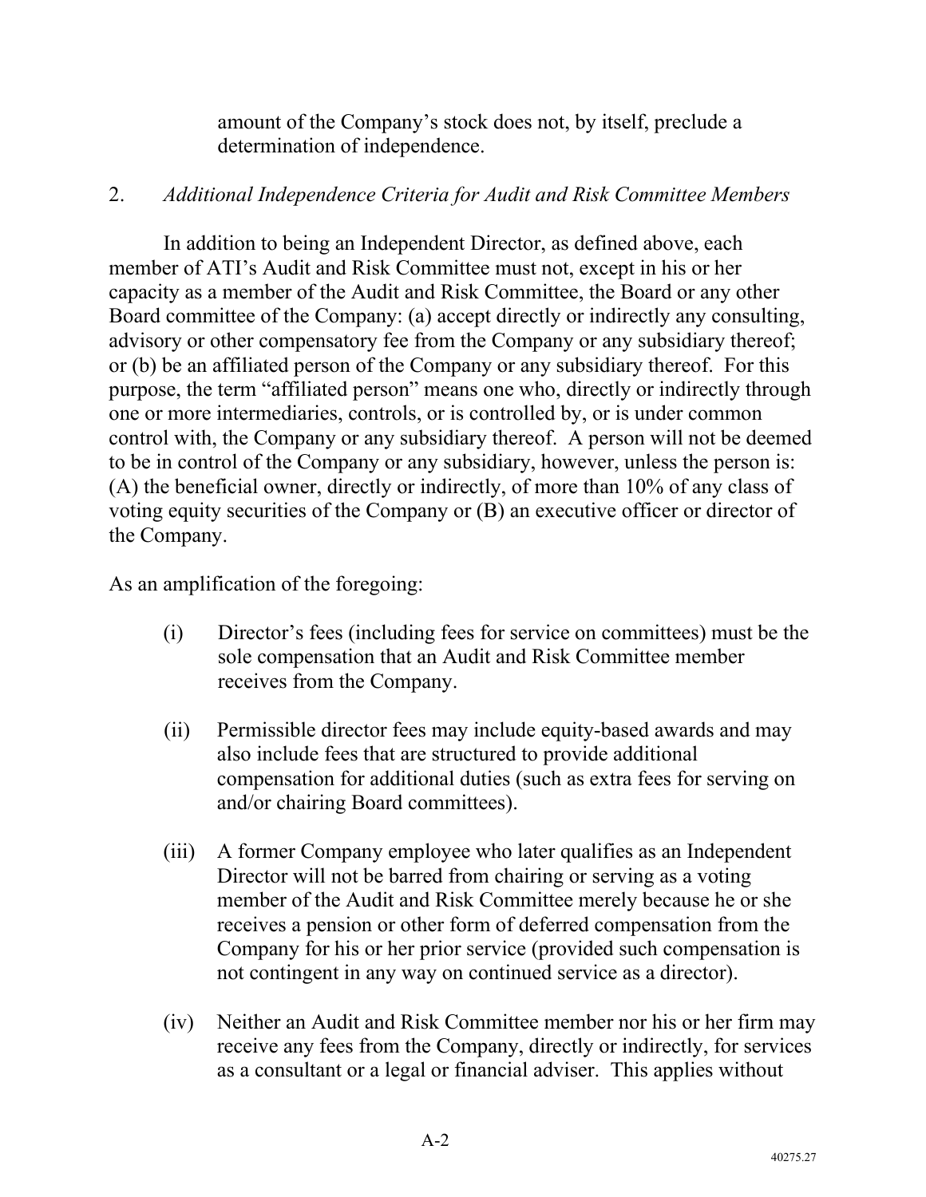amount of the Company's stock does not, by itself, preclude a determination of independence.

2. *Additional Independence Criteria for Audit and Risk Committee Members*

In addition to being an Independent Director, as defined above, each member of ATI's Audit and Risk Committee must not, except in his or her capacity as a member of the Audit and Risk Committee, the Board or any other Board committee of the Company: (a) accept directly or indirectly any consulting, advisory or other compensatory fee from the Company or any subsidiary thereof; or (b) be an affiliated person of the Company or any subsidiary thereof. For this purpose, the term "affiliated person" means one who, directly or indirectly through one or more intermediaries, controls, or is controlled by, or is under common control with, the Company or any subsidiary thereof. A person will not be deemed to be in control of the Company or any subsidiary, however, unless the person is: (A) the beneficial owner, directly or indirectly, of more than 10% of any class of voting equity securities of the Company or (B) an executive officer or director of the Company.

As an amplification of the foregoing:

(i) Director's fees (including fees for service on committees) must be the sole compensation that an Audit and Risk Committee member receives from the Company.

(ii) Permissible director fees may include equity-based awards and may also include fees that are structured to provide additional compensation for additional duties (such as extra fees for serving on and/or chairing Board committees).

(iii) A former Company employee who later qualifies as an Independent Director will not be barred from chairing or serving as a voting member of the Audit and Risk Committee merely because he or she receives a pension or other form of deferred compensation from the Company for his or her prior service (provided such compensation is not contingent in any way on continued service as a director).

(iv) Neither an Audit and Risk Committee member nor his or her firm may receive any fees from the Company, directly or indirectly, for services as a consultant or a legal or financial adviser. This applies without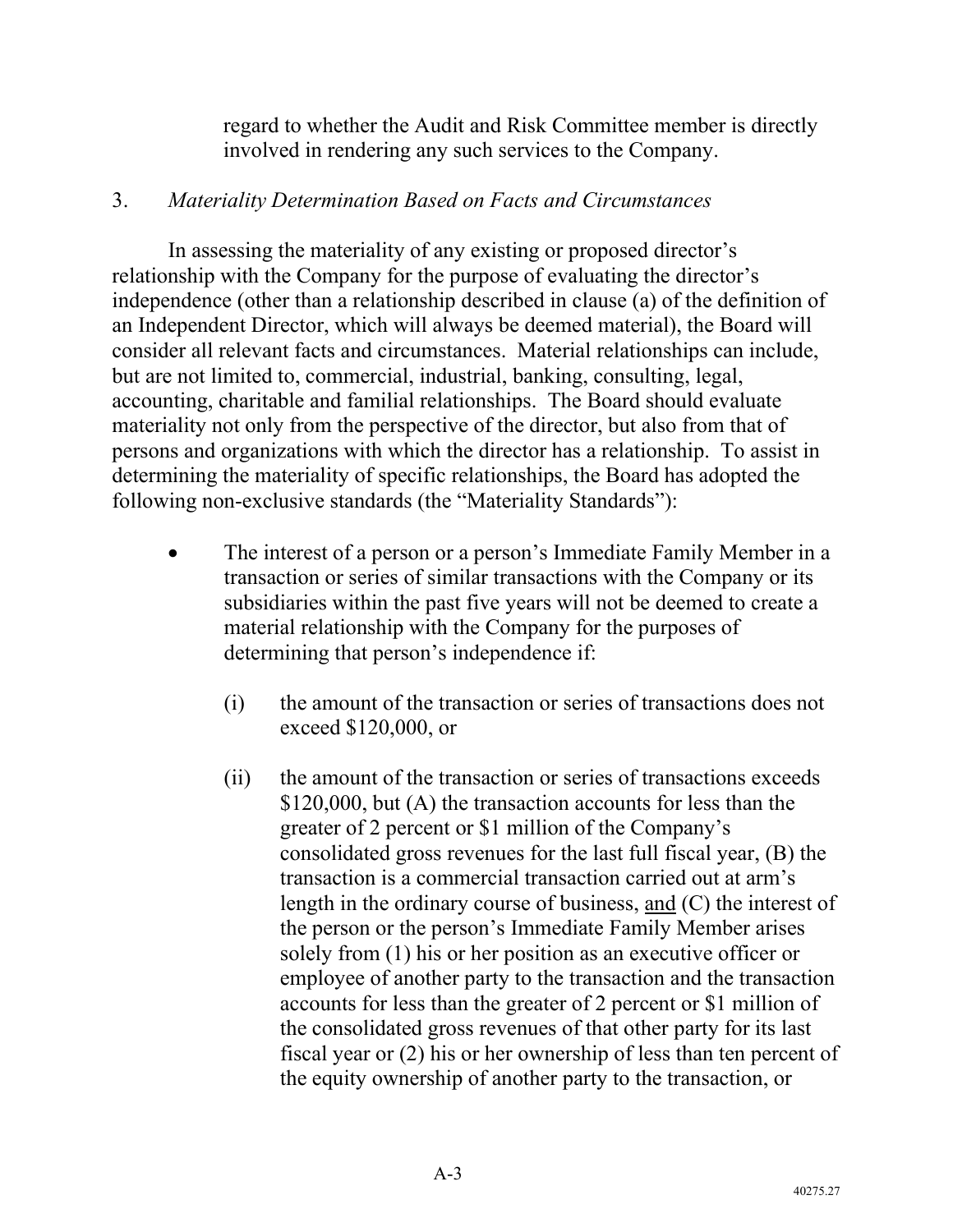regard to whether the Audit and Risk Committee member is directly involved in rendering any such services to the Company.

3. *Materiality Determination Based on Facts and Circumstances*

In assessing the materiality of any existing or proposed director's relationship with the Company for the purpose of evaluating the director's independence (other than a relationship described in clause (a) of the definition of an Independent Director, which will always be deemed material), the Board will consider all relevant facts and circumstances. Material relationships can include, but are not limited to, commercial, industrial, banking, consulting, legal, accounting, charitable and familial relationships. The Board should evaluate materiality not only from the perspective of the director, but also from that of persons and organizations with which the director has a relationship. To assist in determining the materiality of specific relationships, the Board has adopted the following non-exclusive standards (the "Materiality Standards"):

- The interest of a person or a person's Immediate Family Member in a transaction or series of similar transactions with the Company or its subsidiaries within the past five years will not be deemed to create a material relationship with the Company for the purposes of determining that person's independence if:

  (i) the amount of the transaction or series of transactions does not exceed $120,000, or

  (ii) the amount of the transaction or series of transactions exceeds $120,000, but (A) the transaction accounts for less than the greater of 2 percent or $1 million of the Company's consolidated gross revenues for the last full fiscal year, (B) the transaction is a commercial transaction carried out at arm's length in the ordinary course of business, <u>and</u> (C) the interest of the person or the person's Immediate Family Member arises solely from (1) his or her position as an executive officer or employee of another party to the transaction and the transaction accounts for less than the greater of 2 percent or $1 million of the consolidated gross revenues of that other party for its last fiscal year or (2) his or her ownership of less than ten percent of the equity ownership of another party to the transaction, or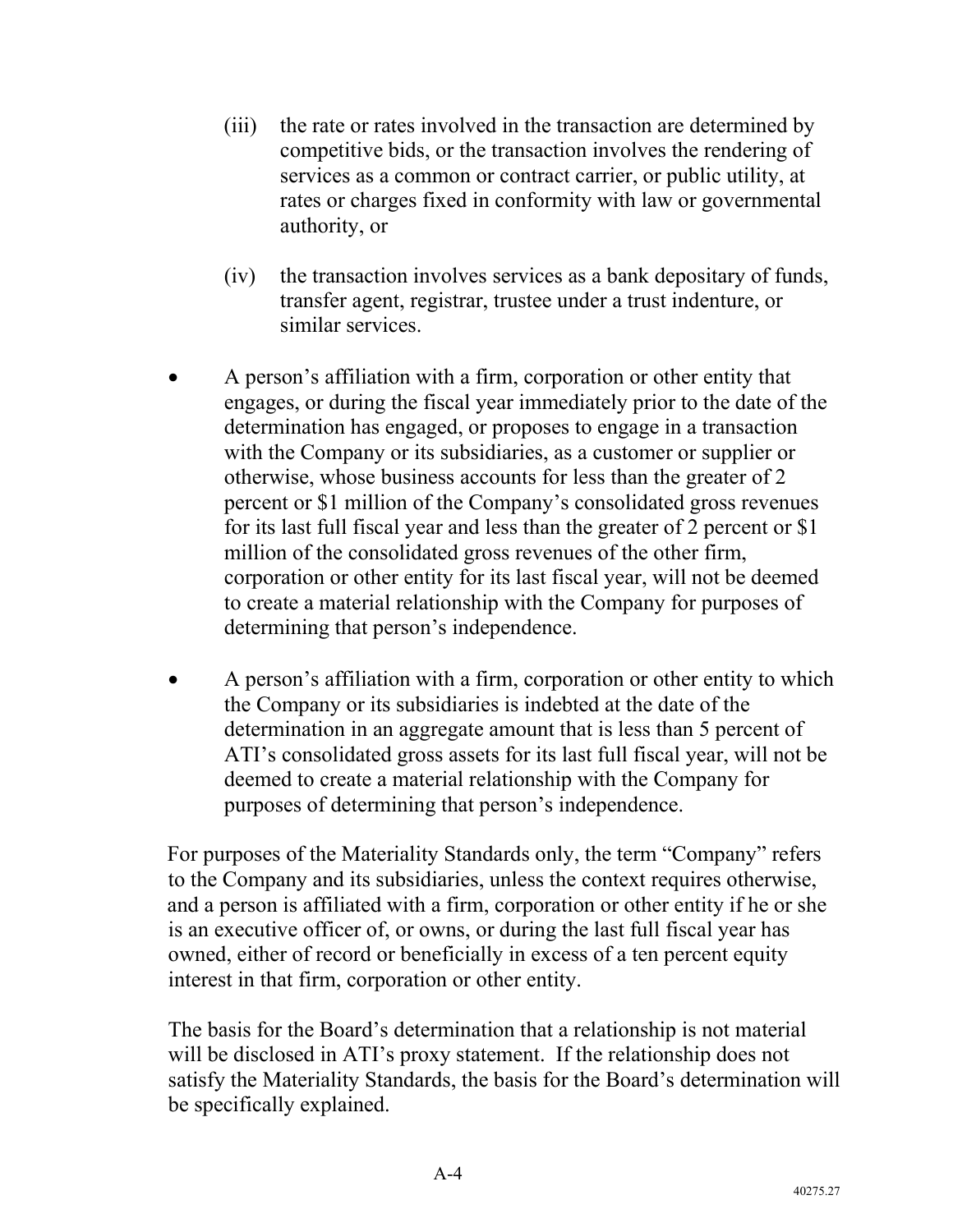(iii) the rate or rates involved in the transaction are determined by competitive bids, or the transaction involves the rendering of services as a common or contract carrier, or public utility, at rates or charges fixed in conformity with law or governmental authority, or

(iv) the transaction involves services as a bank depositary of funds, transfer agent, registrar, trustee under a trust indenture, or similar services.

- A person's affiliation with a firm, corporation or other entity that engages, or during the fiscal year immediately prior to the date of the determination has engaged, or proposes to engage in a transaction with the Company or its subsidiaries, as a customer or supplier or otherwise, whose business accounts for less than the greater of 2 percent or $1 million of the Company's consolidated gross revenues for its last full fiscal year and less than the greater of 2 percent or $1 million of the consolidated gross revenues of the other firm, corporation or other entity for its last fiscal year, will not be deemed to create a material relationship with the Company for purposes of determining that person's independence.

- A person's affiliation with a firm, corporation or other entity to which the Company or its subsidiaries is indebted at the date of the determination in an aggregate amount that is less than 5 percent of ATI's consolidated gross assets for its last full fiscal year, will not be deemed to create a material relationship with the Company for purposes of determining that person's independence.

For purposes of the Materiality Standards only, the term "Company" refers to the Company and its subsidiaries, unless the context requires otherwise, and a person is affiliated with a firm, corporation or other entity if he or she is an executive officer of, or owns, or during the last full fiscal year has owned, either of record or beneficially in excess of a ten percent equity interest in that firm, corporation or other entity.

The basis for the Board's determination that a relationship is not material will be disclosed in ATI's proxy statement. If the relationship does not satisfy the Materiality Standards, the basis for the Board's determination will be specifically explained.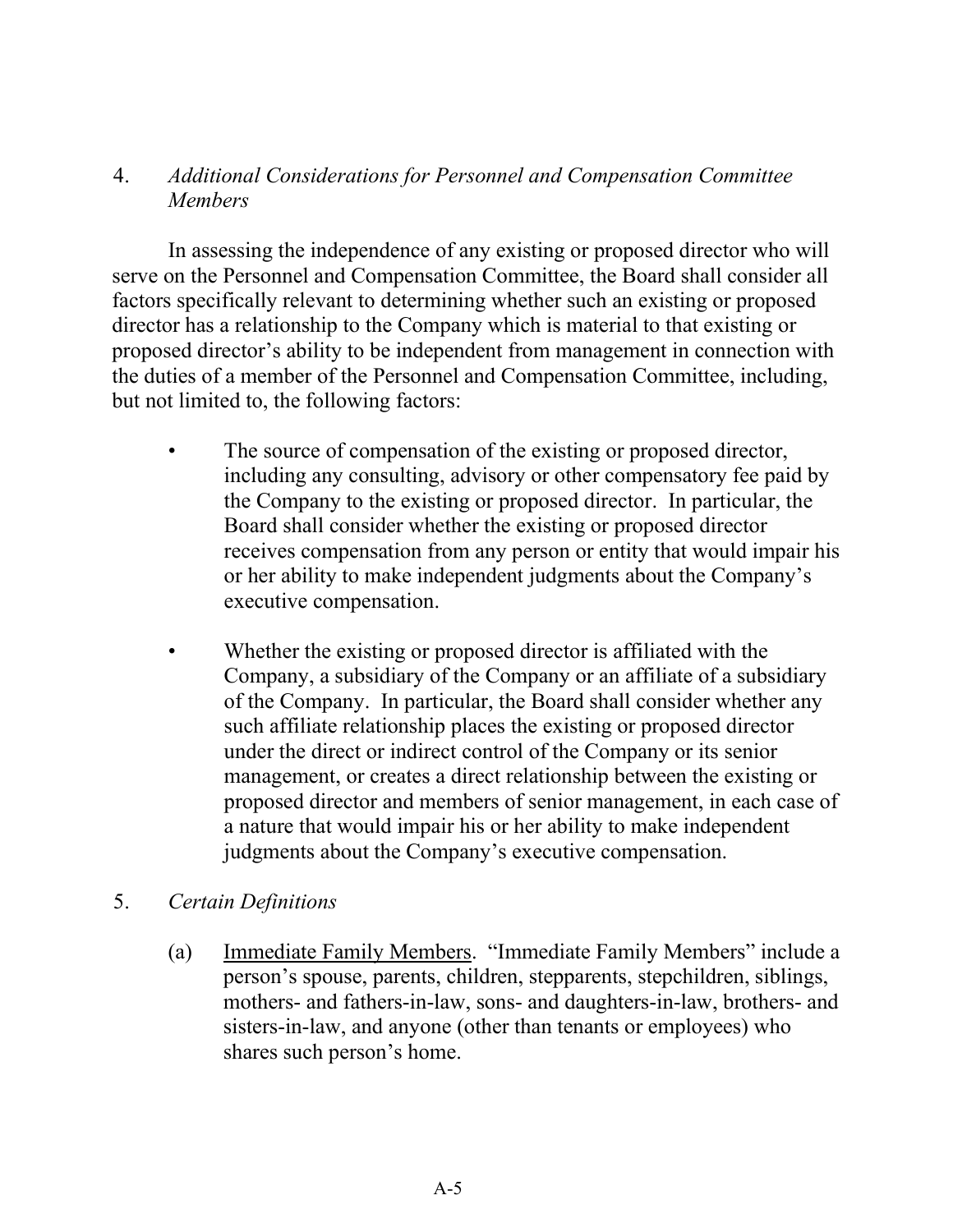4. *Additional Considerations for Personnel and Compensation Committee Members*

In assessing the independence of any existing or proposed director who will serve on the Personnel and Compensation Committee, the Board shall consider all factors specifically relevant to determining whether such an existing or proposed director has a relationship to the Company which is material to that existing or proposed director's ability to be independent from management in connection with the duties of a member of the Personnel and Compensation Committee, including, but not limited to, the following factors:

- The source of compensation of the existing or proposed director, including any consulting, advisory or other compensatory fee paid by the Company to the existing or proposed director. In particular, the Board shall consider whether the existing or proposed director receives compensation from any person or entity that would impair his or her ability to make independent judgments about the Company's executive compensation.

- Whether the existing or proposed director is affiliated with the Company, a subsidiary of the Company or an affiliate of a subsidiary of the Company. In particular, the Board shall consider whether any such affiliate relationship places the existing or proposed director under the direct or indirect control of the Company or its senior management, or creates a direct relationship between the existing or proposed director and members of senior management, in each case of a nature that would impair his or her ability to make independent judgments about the Company's executive compensation.

5. *Certain Definitions*

   (a) <u>Immediate Family Members</u>. "Immediate Family Members" include a person's spouse, parents, children, stepparents, stepchildren, siblings, mothers- and fathers-in-law, sons- and daughters-in-law, brothers- and sisters-in-law, and anyone (other than tenants or employees) who shares such person's home.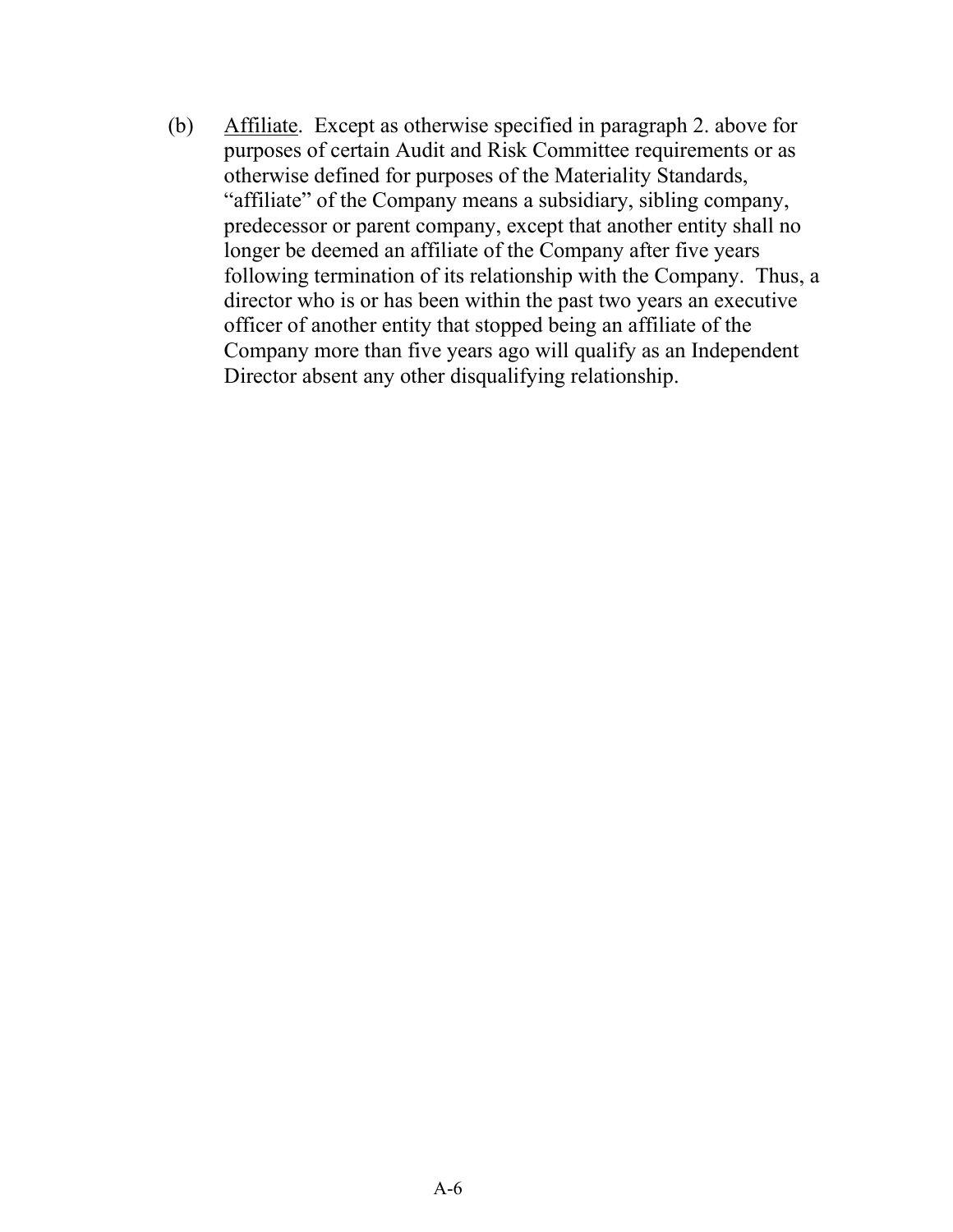(b) Affiliate. Except as otherwise specified in paragraph 2. above for purposes of certain Audit and Risk Committee requirements or as otherwise defined for purposes of the Materiality Standards, "affiliate" of the Company means a subsidiary, sibling company, predecessor or parent company, except that another entity shall no longer be deemed an affiliate of the Company after five years following termination of its relationship with the Company. Thus, a director who is or has been within the past two years an executive officer of another entity that stopped being an affiliate of the Company more than five years ago will qualify as an Independent Director absent any other disqualifying relationship.